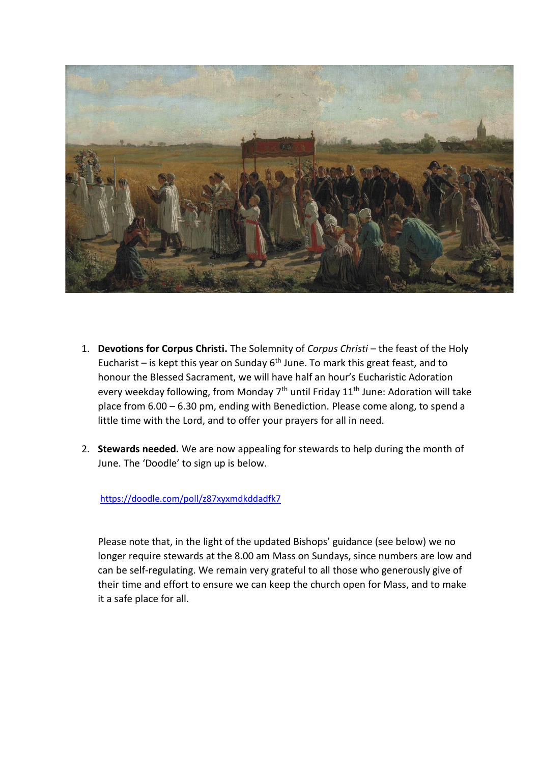1. **Devotions for Corpus Christi.** The Solemnity of *Corpus Christi* – the feast of the Holy Eucharist – is kept this year on Sunday 6th June. To mark this great feast, and to honour the Blessed Sacrament, we will have half an hour's Eucharistic Adoration every weekday following, from Monday 7th until Friday 11th June: Adoration will take place from 6.00 – 6.30 pm, ending with Benediction. Please come along, to spend a little time with the Lord, and to offer your prayers for all in need.

2. **Stewards needed.** We are now appealing for stewards to help during the month of June. The 'Doodle' to sign up is below.

   https://doodle.com/poll/z87xyxmdkddadfk7

   Please note that, in the light of the updated Bishops' guidance (see below) we no longer require stewards at the 8.00 am Mass on Sundays, since numbers are low and can be self-regulating. We remain very grateful to all those who generously give of their time and effort to ensure we can keep the church open for Mass, and to make it a safe place for all.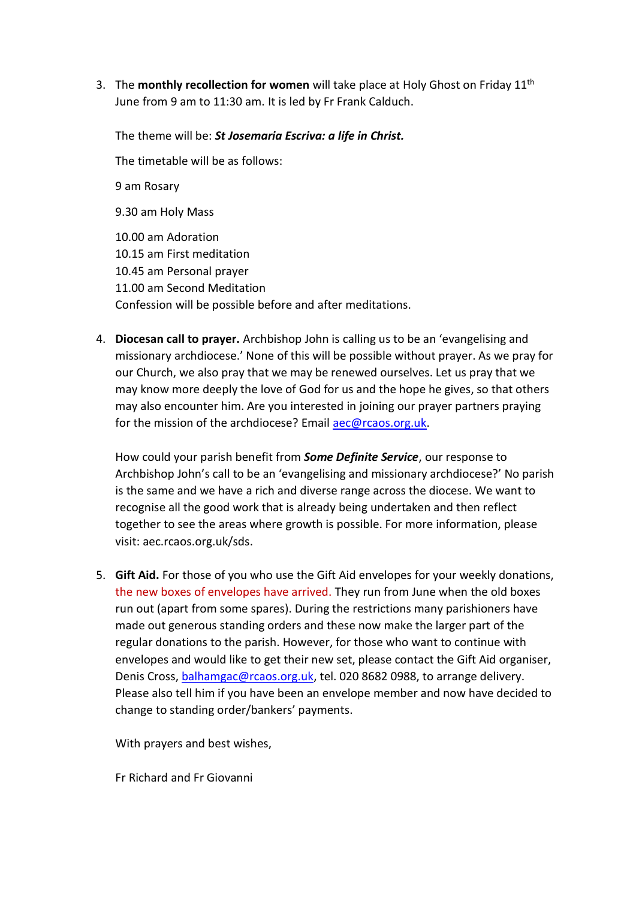3. The **monthly recollection for women** will take place at Holy Ghost on Friday 11th June from 9 am to 11:30 am. It is led by Fr Frank Calduch.

   The theme will be: ***St Josemaria Escriva: a life in Christ.***

   The timetable will be as follows:

   9 am Rosary

   9.30 am Holy Mass

   10.00 am Adoration
   10.15 am First meditation
   10.45 am Personal prayer
   11.00 am Second Meditation
   Confession will be possible before and after meditations.

4. **Diocesan call to prayer.** Archbishop John is calling us to be an 'evangelising and missionary archdiocese.' None of this will be possible without prayer. As we pray for our Church, we also pray that we may be renewed ourselves. Let us pray that we may know more deeply the love of God for us and the hope he gives, so that others may also encounter him. Are you interested in joining our prayer partners praying for the mission of the archdiocese? Email aec@rcaos.org.uk.

   How could your parish benefit from ***Some Definite Service***, our response to Archbishop John's call to be an 'evangelising and missionary archdiocese?' No parish is the same and we have a rich and diverse range across the diocese. We want to recognise all the good work that is already being undertaken and then reflect together to see the areas where growth is possible. For more information, please visit: aec.rcaos.org.uk/sds.

5. **Gift Aid.** For those of you who use the Gift Aid envelopes for your weekly donations, the new boxes of envelopes have arrived. They run from June when the old boxes run out (apart from some spares). During the restrictions many parishioners have made out generous standing orders and these now make the larger part of the regular donations to the parish. However, for those who want to continue with envelopes and would like to get their new set, please contact the Gift Aid organiser, Denis Cross, balhamgac@rcaos.org.uk, tel. 020 8682 0988, to arrange delivery. Please also tell him if you have been an envelope member and now have decided to change to standing order/bankers' payments.

   With prayers and best wishes,

   Fr Richard and Fr Giovanni